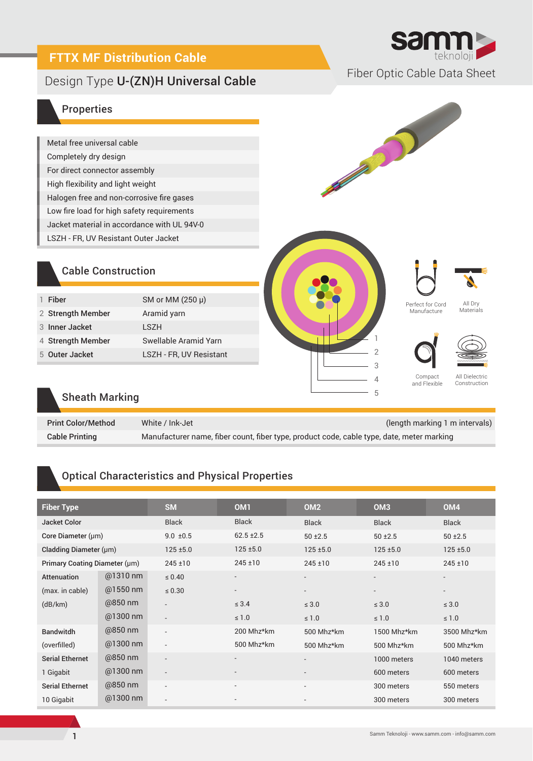# FTTX MF Distribution Cable

## Design Type **U-(ZN)H Universal Cable**

samm teknoloji

Fiber Optic Cable Data Sheet

## Properties

- Metal free universal cable
- Completely dry design
- For direct connector assembly
- High flexibility and light weight
- Halogen free and non-corrosive fire gases
- Low fire load for high safety requirements
- Jacket material in accordance with UL 94V-0
- LSZH - FR, UV Resistant Outer Jacket

## Cable Construction

| | Component | Material |
|---|---|---|
| 1 | Fiber | SM or MM (250 µ) |
| 2 | Strength Member | Aramid yarn |
| 3 | Inner Jacket | LSZH |
| 4 | Strength Member | Swellable Aramid Yarn |
| 5 | Outer Jacket | LSZH - FR, UV Resistant |

Perfect for Cord Manufacture

All Dry Materials

Compact and Flexible

All Dielectric Construction

## Sheath Marking

| | | |
|---|---|---|
| **Print Color/Method** | White / Ink-Jet | (length marking 1 m intervals) |
| **Cable Printing** | Manufacturer name, fiber count, fiber type, product code, cable type, date, meter marking | |

## Optical Characteristics and Physical Properties

| Fiber Type | | SM | OM1 | OM2 | OM3 | OM4 |
|---|---|---|---|---|---|---|
| Jacket Color | | Black | Black | Black | Black | Black |
| Core Diameter (µm) | | 9.0 ±0.5 | 62.5 ±2.5 | 50 ±2.5 | 50 ±2.5 | 50 ±2.5 |
| Cladding Diameter (µm) | | 125 ±5.0 | 125 ±5.0 | 125 ±5.0 | 125 ±5.0 | 125 ±5.0 |
| Primary Coating Diameter (µm) | | 245 ±10 | 245 ±10 | 245 ±10 | 245 ±10 | 245 ±10 |
| Attenuation | @1310 nm | ≤ 0.40 | - | - | - | - |
| (max. in cable) | @1550 nm | ≤ 0.30 | - | - | - | - |
| (dB/km) | @850 nm | - | ≤ 3.4 | ≤ 3.0 | ≤ 3.0 | ≤ 3.0 |
| | @1300 nm | - | ≤ 1.0 | ≤ 1.0 | ≤ 1.0 | ≤ 1.0 |
| Bandwitdh | @850 nm | - | 200 Mhz*km | 500 Mhz*km | 1500 Mhz*km | 3500 Mhz*km |
| (overfilled) | @1300 nm | - | 500 Mhz*km | 500 Mhz*km | 500 Mhz*km | 500 Mhz*km |
| Serial Ethernet | @850 nm | - | - | - | 1000 meters | 1040 meters |
| 1 Gigabit | @1300 nm | - | - | - | 600 meters | 600 meters |
| Serial Ethernet | @850 nm | - | - | - | 300 meters | 550 meters |
| 10 Gigabit | @1300 nm | - | - | - | 300 meters | 300 meters |

Samm Teknoloji - www.samm.com - info@samm.com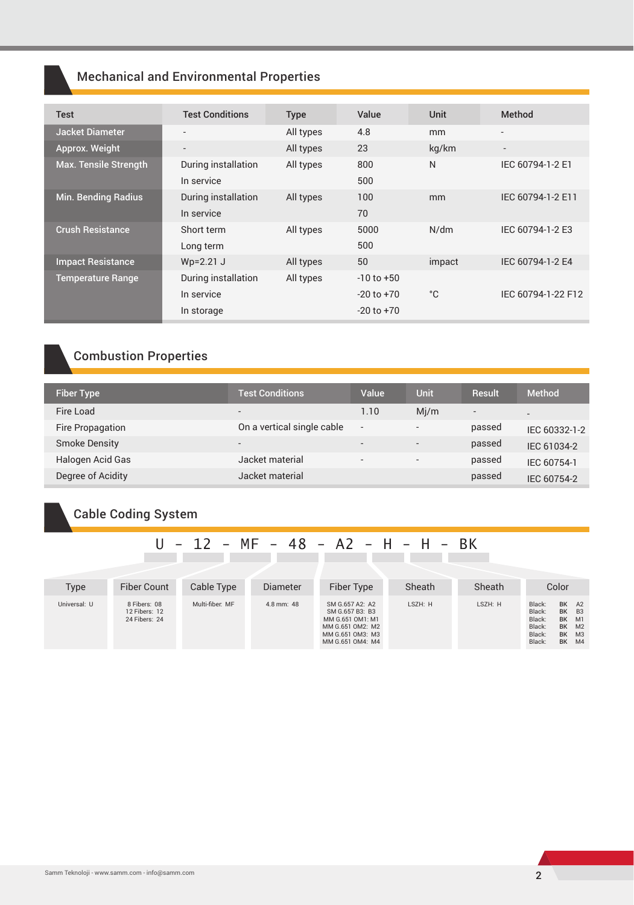## Mechanical and Environmental Properties

| Test | Test Conditions | Type | Value | Unit | Method |
|---|---|---|---|---|---|
| Jacket Diameter | - | All types | 4.8 | mm | - |
| Approx. Weight | - | All types | 23 | kg/km | - |
| Max. Tensile Strength | During installation | All types | 800 | N | IEC 60794-1-2 E1 |
| | In service | | 500 | | |
| Min. Bending Radius | During installation | All types | 100 | mm | IEC 60794-1-2 E11 |
| | In service | | 70 | | |
| Crush Resistance | Short term | All types | 5000 | N/dm | IEC 60794-1-2 E3 |
| | Long term | | 500 | | |
| Impact Resistance | Wp=2.21 J | All types | 50 | impact | IEC 60794-1-2 E4 |
| Temperature Range | During installation | All types | -10 to +50 | | |
| | In service | | -20 to +70 | °C | IEC 60794-1-22 F12 |
| | In storage | | -20 to +70 | | |

## Combustion Properties

| Fiber Type | Test Conditions | Value | Unit | Result | Method |
|---|---|---|---|---|---|
| Fire Load | - | 1.10 | Mj/m | - | - |
| Fire Propagation | On a vertical single cable | - | - | passed | IEC 60332-1-2 |
| Smoke Density | - | - | - | passed | IEC 61034-2 |
| Halogen Acid Gas | Jacket material | - | - | passed | IEC 60754-1 |
| Degree of Acidity | Jacket material | | | passed | IEC 60754-2 |

## Cable Coding System

U - 12 - MF - 48 - A2 - H - H - BK

| Type | Fiber Count | Cable Type | Diameter | Fiber Type | Sheath | Sheath | Color |
|---|---|---|---|---|---|---|---|
| Universal: U | 8 Fibers: 08<br>12 Fibers: 12<br>24 Fibers: 24 | Multi-fiber: MF | 4.8 mm: 48 | SM G.657 A2: A2<br>SM G.657 B3: B3<br>MM G.651 OM1: M1<br>MM G.651 OM2: M2<br>MM G.651 OM3: M3<br>MM G.651 OM4: M4 | LSZH: H | LSZH: H | Black: BK A2<br>Black: BK B3<br>Black: BK M1<br>Black: BK M2<br>Black: BK M3<br>Black: BK M4 |

Samm Teknoloji - www.samm.com - info@samm.com